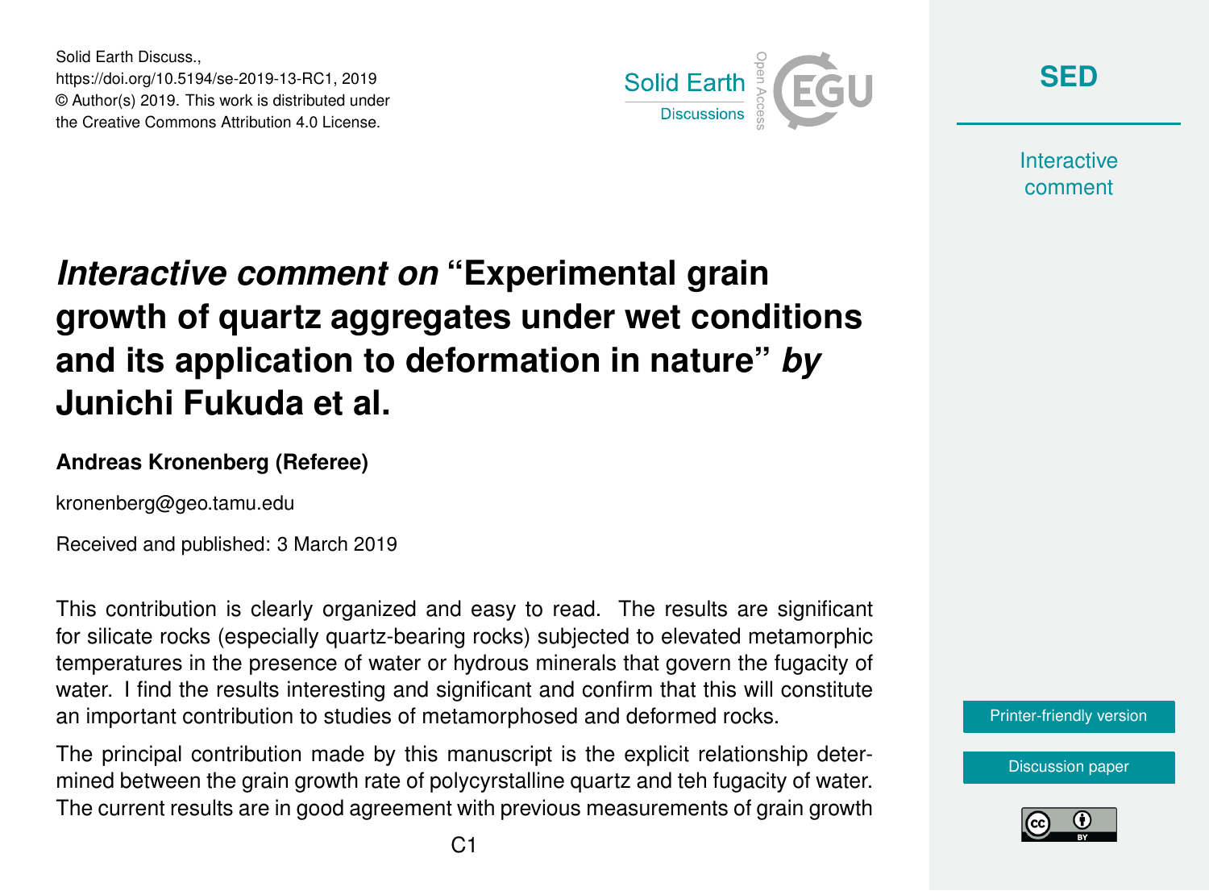Solid Earth Discuss.,
https://doi.org/10.5194/se-2019-13-RC1, 2019
© Author(s) 2019. This work is distributed under
the Creative Commons Attribution 4.0 License.

# *Interactive comment on* "Experimental grain growth of quartz aggregates under wet conditions and its application to deformation in nature" *by* Junichi Fukuda et al.

**Andreas Kronenberg (Referee)**

kronenberg@geo.tamu.edu

Received and published: 3 March 2019

This contribution is clearly organized and easy to read. The results are significant for silicate rocks (especially quartz-bearing rocks) subjected to elevated metamorphic temperatures in the presence of water or hydrous minerals that govern the fugacity of water. I find the results interesting and significant and confirm that this will constitute an important contribution to studies of metamorphosed and deformed rocks.

The principal contribution made by this manuscript is the explicit relationship determined between the grain growth rate of polycyrstalline quartz and teh fugacity of water. The current results are in good agreement with previous measurements of grain growth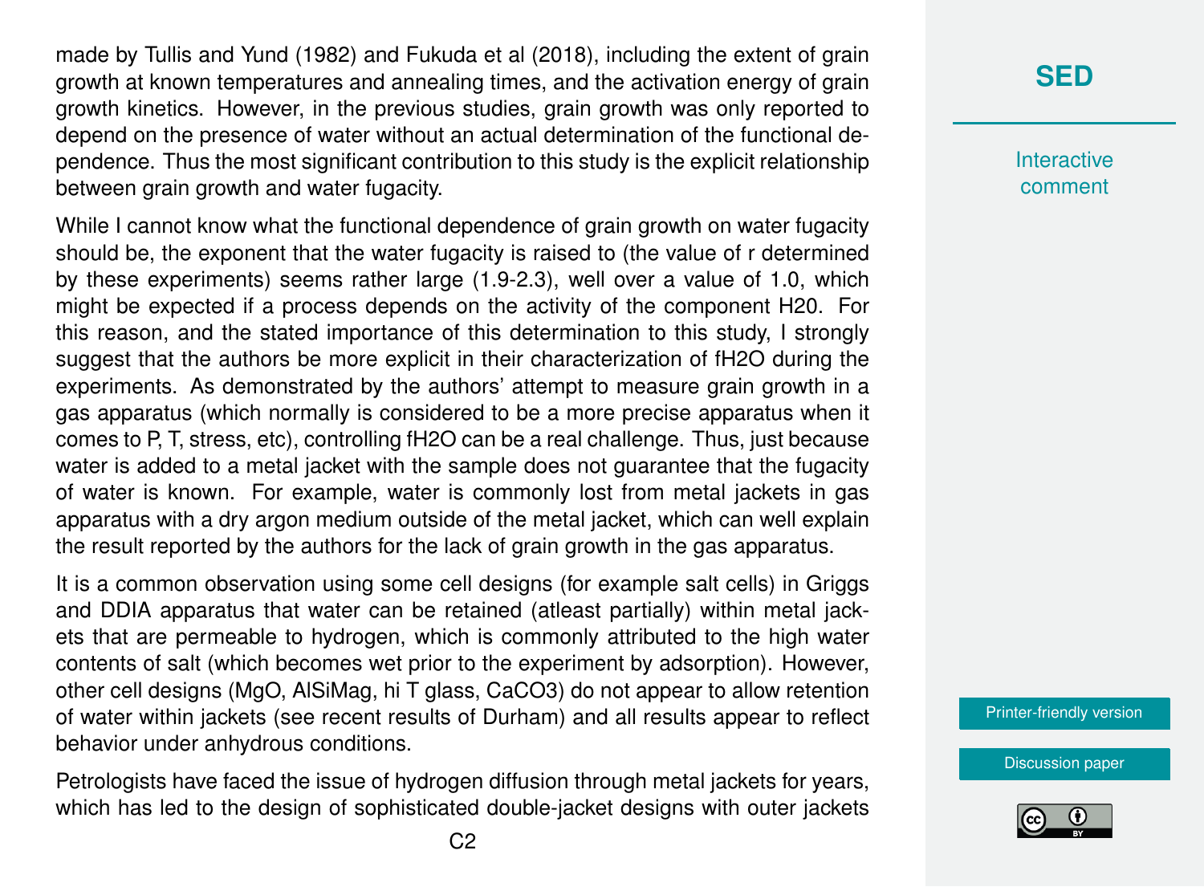made by Tullis and Yund (1982) and Fukuda et al (2018), including the extent of grain growth at known temperatures and annealing times, and the activation energy of grain growth kinetics. However, in the previous studies, grain growth was only reported to depend on the presence of water without an actual determination of the functional dependence. Thus the most significant contribution to this study is the explicit relationship between grain growth and water fugacity.

While I cannot know what the functional dependence of grain growth on water fugacity should be, the exponent that the water fugacity is raised to (the value of r determined by these experiments) seems rather large (1.9-2.3), well over a value of 1.0, which might be expected if a process depends on the activity of the component H20. For this reason, and the stated importance of this determination to this study, I strongly suggest that the authors be more explicit in their characterization of $fH_2O$ during the experiments. As demonstrated by the authors' attempt to measure grain growth in a gas apparatus (which normally is considered to be a more precise apparatus when it comes to P, T, stress, etc), controlling $fH_2O$ can be a real challenge. Thus, just because water is added to a metal jacket with the sample does not guarantee that the fugacity of water is known. For example, water is commonly lost from metal jackets in gas apparatus with a dry argon medium outside of the metal jacket, which can well explain the result reported by the authors for the lack of grain growth in the gas apparatus.

It is a common observation using some cell designs (for example salt cells) in Griggs and DDIA apparatus that water can be retained (atleast partially) within metal jackets that are permeable to hydrogen, which is commonly attributed to the high water contents of salt (which becomes wet prior to the experiment by adsorption). However, other cell designs (MgO, AlSiMag, hi T glass, $CaCO_3$) do not appear to allow retention of water within jackets (see recent results of Durham) and all results appear to reflect behavior under anhydrous conditions.

Petrologists have faced the issue of hydrogen diffusion through metal jackets for years, which has led to the design of sophisticated double-jacket designs with outer jackets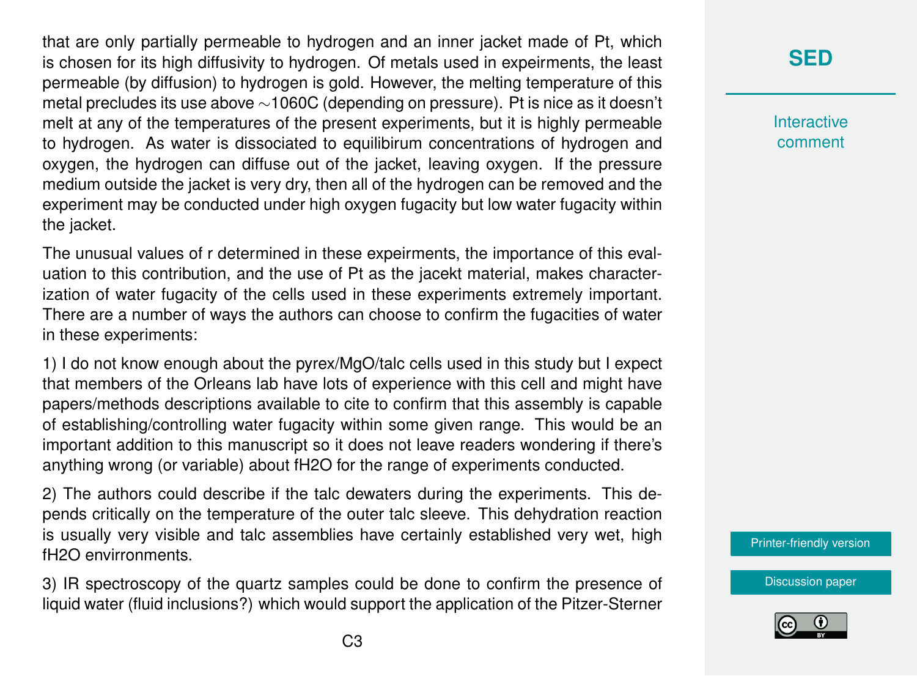that are only partially permeable to hydrogen and an inner jacket made of Pt, which is chosen for its high diffusivity to hydrogen. Of metals used in experiments, the least permeable (by diffusion) to hydrogen is gold. However, the melting temperature of this metal precludes its use above ∼1060C (depending on pressure). Pt is nice as it doesn't melt at any of the temperatures of the present experiments, but it is highly permeable to hydrogen. As water is dissociated to equilibirum concentrations of hydrogen and oxygen, the hydrogen can diffuse out of the jacket, leaving oxygen. If the pressure medium outside the jacket is very dry, then all of the hydrogen can be removed and the experiment may be conducted under high oxygen fugacity but low water fugacity within the jacket.

The unusual values of r determined in these expeirments, the importance of this evaluation to this contribution, and the use of Pt as the jacekt material, makes characterization of water fugacity of the cells used in these experiments extremely important. There are a number of ways the authors can choose to confirm the fugacities of water in these experiments:

1) I do not know enough about the pyrex/MgO/talc cells used in this study but I expect that members of the Orleans lab have lots of experience with this cell and might have papers/methods descriptions available to cite to confirm that this assembly is capable of establishing/controlling water fugacity within some given range. This would be an important addition to this manuscript so it does not leave readers wondering if there's anything wrong (or variable) about $fH_2O$ for the range of experiments conducted.

2) The authors could describe if the talc dewaters during the experiments. This depends critically on the temperature of the outer talc sleeve. This dehydration reaction is usually very visible and talc assemblies have certainly established very wet, high $fH_2O$ envirronments.

3) IR spectroscopy of the quartz samples could be done to confirm the presence of liquid water (fluid inclusions?) which would support the application of the Pitzer-Sterner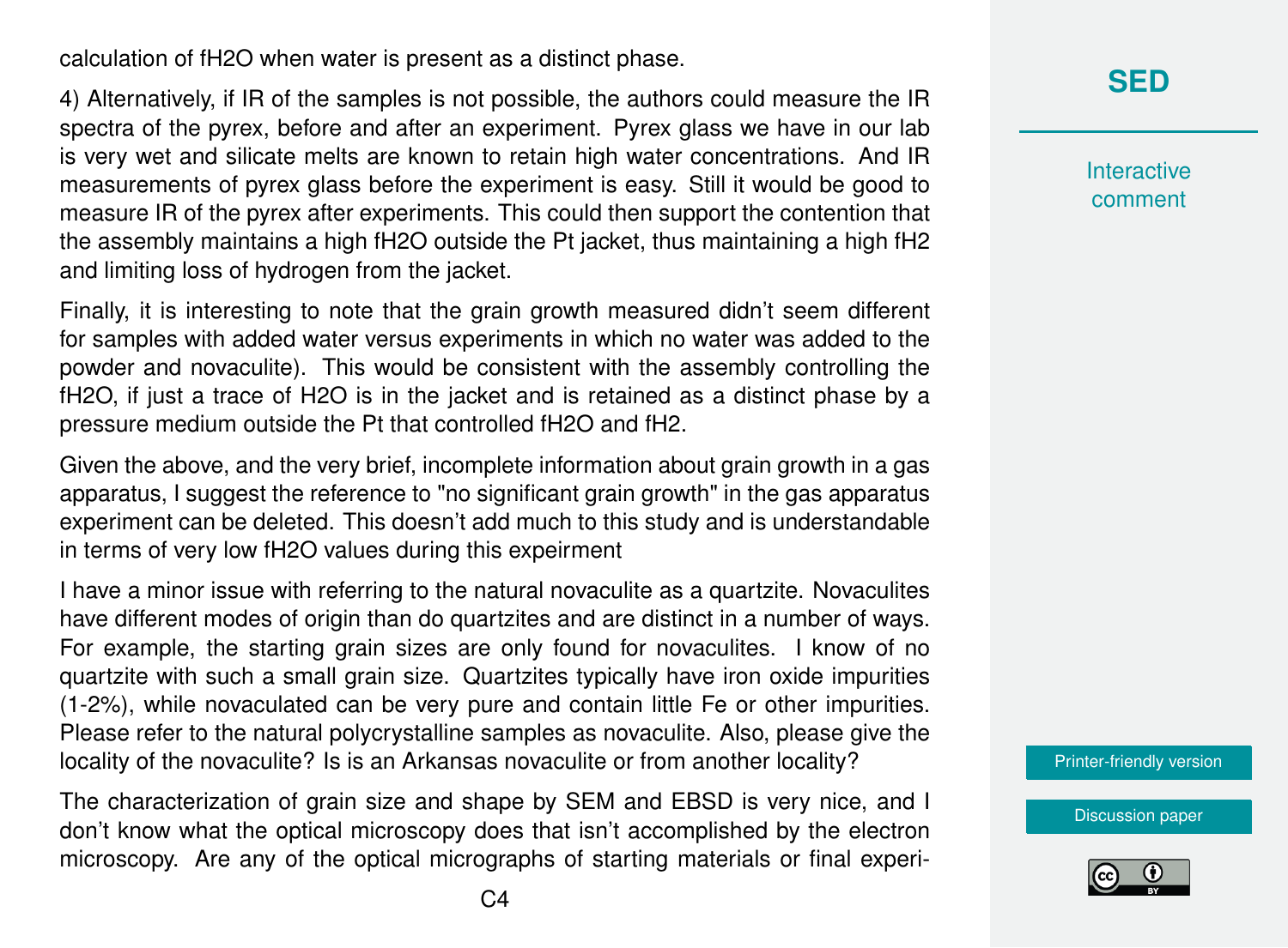calculation of $fH_2O$ when water is present as a distinct phase.

4) Alternatively, if IR of the samples is not possible, the authors could measure the IR spectra of the pyrex, before and after an experiment. Pyrex glass we have in our lab is very wet and silicate melts are known to retain high water concentrations. And IR measurements of pyrex glass before the experiment is easy. Still it would be good to measure IR of the pyrex after experiments. This could then support the contention that the assembly maintains a high $fH_2O$ outside the Pt jacket, thus maintaining a high $fH_2$ and limiting loss of hydrogen from the jacket.

Finally, it is interesting to note that the grain growth measured didn't seem different for samples with added water versus experiments in which no water was added to the powder and novaculite). This would be consistent with the assembly controlling the $fH_2O$, if just a trace of $H_2O$ is in the jacket and is retained as a distinct phase by a pressure medium outside the Pt that controlled $fH_2O$ and $fH_2$.

Given the above, and the very brief, incomplete information about grain growth in a gas apparatus, I suggest the reference to "no significant grain growth" in the gas apparatus experiment can be deleted. This doesn't add much to this study and is understandable in terms of very low $fH_2O$ values during this expeirment

I have a minor issue with referring to the natural novaculite as a quartzite. Novaculites have different modes of origin than do quartzites and are distinct in a number of ways. For example, the starting grain sizes are only found for novaculites. I know of no quartzite with such a small grain size. Quartzites typically have iron oxide impurities (1-2%), while novaculated can be very pure and contain little Fe or other impurities. Please refer to the natural polycrystalline samples as novaculite. Also, please give the locality of the novaculite? Is is an Arkansas novaculite or from another locality?

The characterization of grain size and shape by SEM and EBSD is very nice, and I don't know what the optical microscopy does that isn't accomplished by the electron microscopy. Are any of the optical micrographs of starting materials or final experi-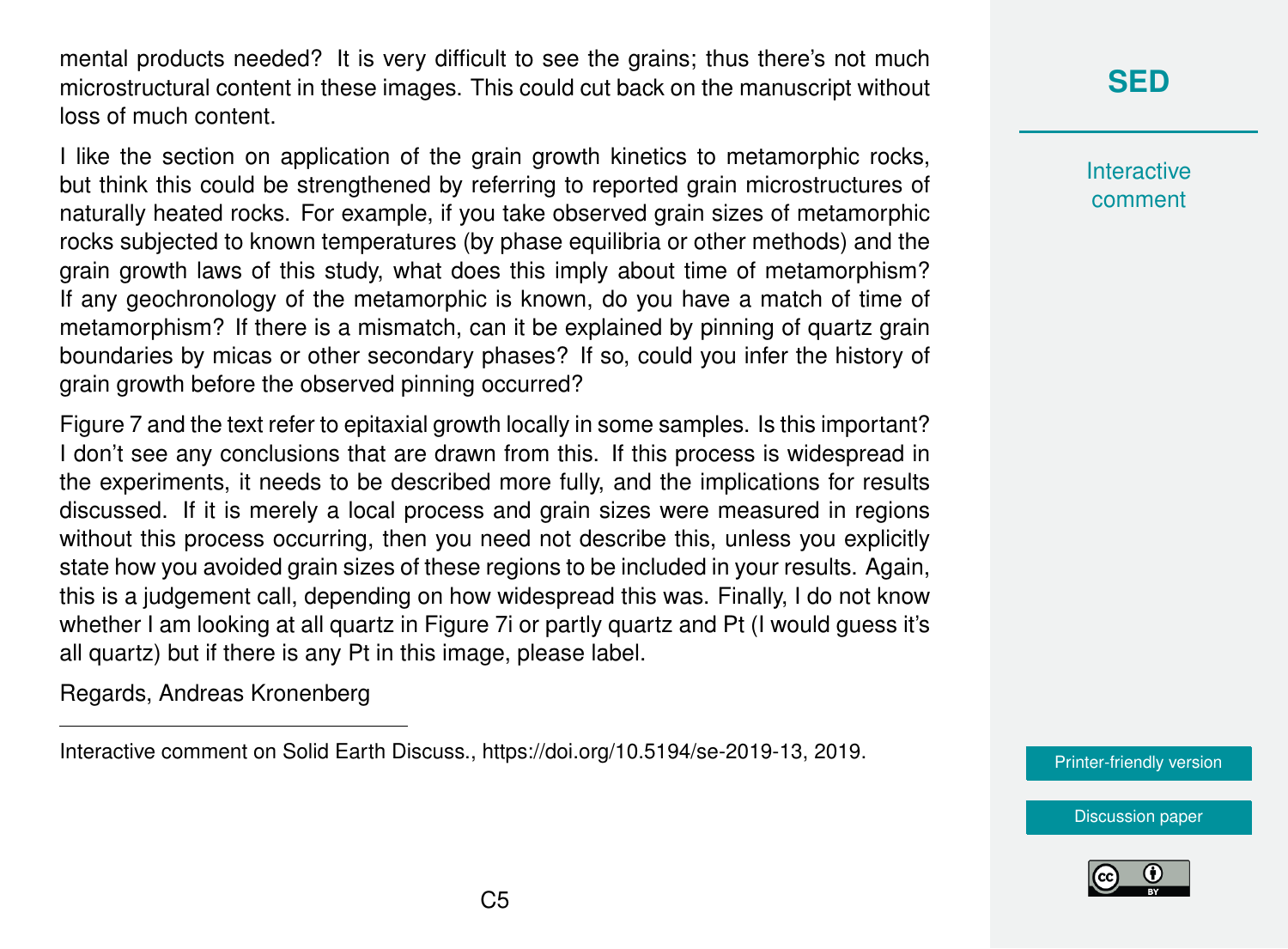mental products needed? It is very difficult to see the grains; thus there's not much microstructural content in these images. This could cut back on the manuscript without loss of much content.

I like the section on application of the grain growth kinetics to metamorphic rocks, but think this could be strengthened by referring to reported grain microstructures of naturally heated rocks. For example, if you take observed grain sizes of metamorphic rocks subjected to known temperatures (by phase equilibria or other methods) and the grain growth laws of this study, what does this imply about time of metamorphism? If any geochronology of the metamorphic is known, do you have a match of time of metamorphism? If there is a mismatch, can it be explained by pinning of quartz grain boundaries by micas or other secondary phases? If so, could you infer the history of grain growth before the observed pinning occurred?

Figure 7 and the text refer to epitaxial growth locally in some samples. Is this important? I don't see any conclusions that are drawn from this. If this process is widespread in the experiments, it needs to be described more fully, and the implications for results discussed. If it is merely a local process and grain sizes were measured in regions without this process occurring, then you need not describe this, unless you explicitly state how you avoided grain sizes of these regions to be included in your results. Again, this is a judgement call, depending on how widespread this was. Finally, I do not know whether I am looking at all quartz in Figure 7i or partly quartz and Pt (I would guess it's all quartz) but if there is any Pt in this image, please label.

Regards, Andreas Kronenberg

---

Interactive comment on Solid Earth Discuss., https://doi.org/10.5194/se-2019-13, 2019.